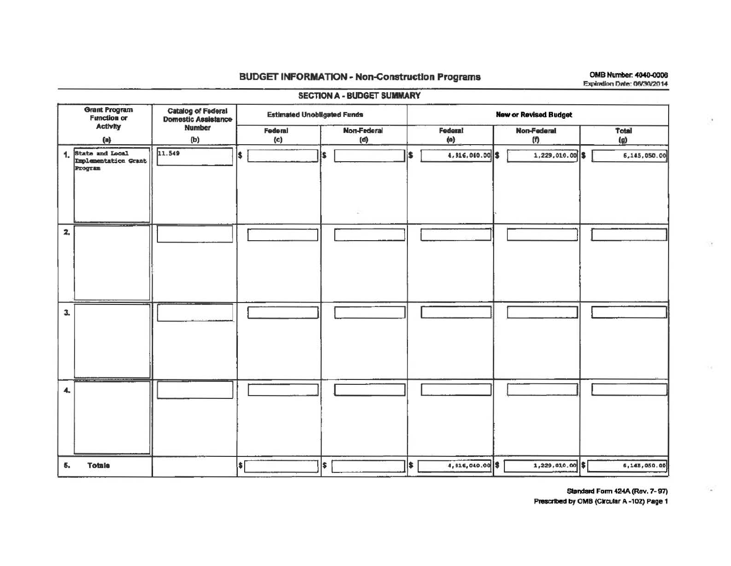## BUDGET INFORMATION - Non-Construction Programs

OMB Number: 4040-0006
Expiration Date: 06/30/2014

### SECTION A - BUDGET SUMMARY

| Grant Program Function or Activity (a) | Catalog of Federal Domestic Assistance Number (b) | Estimated Unobligated Funds | | New or Revised Budget | | |
|---|---|---|---|---|---|---|
| | | Federal (c) | Non-Federal (d) | Federal (e) | Non-Federal (f) | Total (g) |
| 1. State and Local Implementation Grant Program | 11.549 | $ | $ | $ 4,916,040.00 | $ 1,229,010.00 | $ 6,145,050.00 |
| 2. | | | | | | |
| 3. | | | | | | |
| 4. | | | | | | |
| 5. Totals | | $ | $ | $ 4,916,040.00 | $ 1,229,010.00 | $ 6,145,050.00 |

Standard Form 424A (Rev. 7- 97)
Prescribed by OMB (Circular A -102) Page 1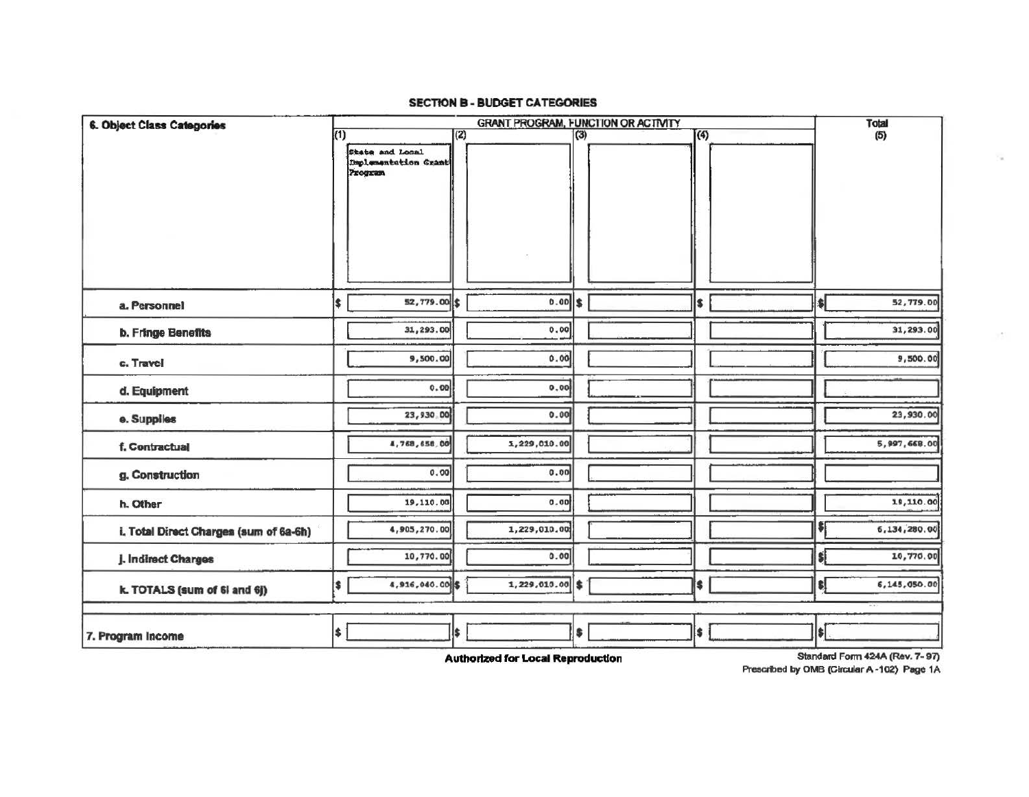## SECTION B - BUDGET CATEGORIES

| 6. Object Class Categories | GRANT PROGRAM, FUNCTION OR ACTIVITY | | | | Total |
|---|---|---|---|---|---|
| | (1) State and Local Implementation Grant Program | (2) | (3) | (4) | (5) |
| a. Personnel | $ 52,779.00 | $ 0.00 | $ | $ | $ 52,779.00 |
| b. Fringe Benefits | 31,293.00 | 0.00 | | | 31,293.00 |
| c. Travel | 9,500.00 | 0.00 | | | 9,500.00 |
| d. Equipment | 0.00 | 0.00 | | | |
| e. Supplies | 23,930.00 | 0.00 | | | 23,930.00 |
| f. Contractual | 4,768,658.00 | 1,229,010.00 | | | 5,997,668.00 |
| g. Construction | 0.00 | 0.00 | | | |
| h. Other | 19,110.00 | 0.00 | | | 19,110.00 |
| i. Total Direct Charges (sum of 6a-6h) | 4,905,270.00 | 1,229,010.00 | | | $ 6,134,280.00 |
| j. Indirect Charges | 10,770.00 | 0.00 | | | $ 10,770.00 |
| k. TOTALS (sum of 6i and 6j) | $ 4,916,040.00 | $ 1,229,010.00 | $ | $ | $ 6,145,050.00 |
| 7. Program Income | $ | $ | $ | $ | $ |

**Authorized for Local Reproduction**

Standard Form 424A (Rev. 7- 97)
Prescribed by OMB (Circular A -102) Page 1A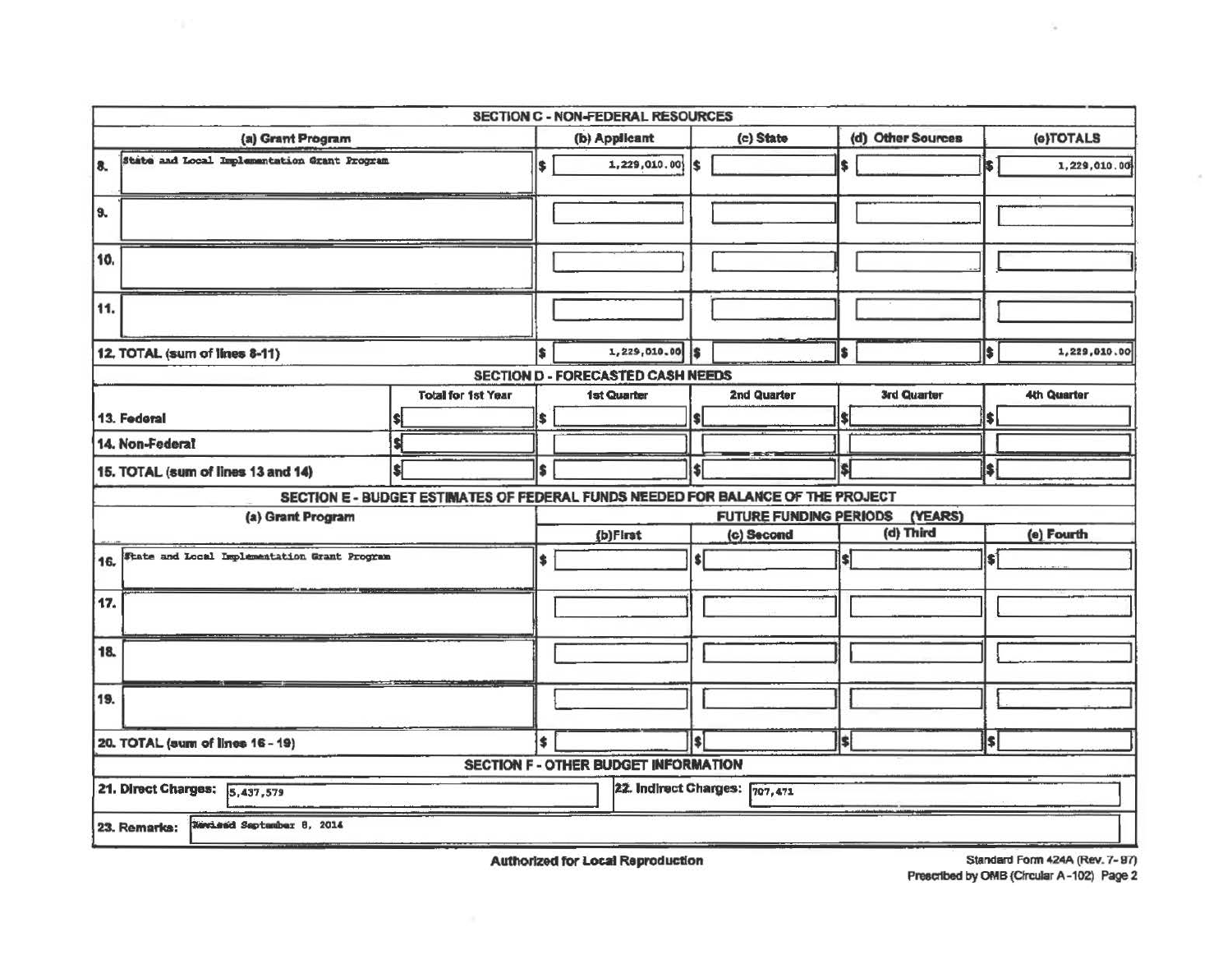## SECTION C - NON-FEDERAL RESOURCES

| (a) Grant Program | (b) Applicant | (c) State | (d) Other Sources | (e)TOTALS |
|---|---|---|---|---|
| 8. State and Local Implementation Grant Program | $ 1,229,010.00 | $ | $ | $ 1,229,010.00 |
| 9. | | | | |
| 10. | | | | |
| 11. | | | | |
| 12. TOTAL (sum of lines 8-11) | $ 1,229,010.00 | $ | $ | $ 1,229,010.00 |

## SECTION D - FORECASTED CASH NEEDS

| | Total for 1st Year | 1st Quarter | 2nd Quarter | 3rd Quarter | 4th Quarter |
|---|---|---|---|---|---|
| 13. Federal | $ | $ | $ | $ | $ |
| 14. Non-Federal | $ | | | | |
| 15. TOTAL (sum of lines 13 and 14) | $ | $ | $ | $ | $ |

## SECTION E - BUDGET ESTIMATES OF FEDERAL FUNDS NEEDED FOR BALANCE OF THE PROJECT

| (a) Grant Program | FUTURE FUNDING PERIODS (YEARS) | | | |
|---|---|---|---|---|
| | (b)First | (c) Second | (d) Third | (e) Fourth |
| 16. State and Local Implementation Grant Program | $ | $ | $ | $ |
| 17. | | | | |
| 18. | | | | |
| 19. | | | | |
| 20. TOTAL (sum of lines 16 - 19) | $ | $ | $ | $ |

## SECTION F - OTHER BUDGET INFORMATION

21. Direct Charges: 5,437,579

22. Indirect Charges: 707,471

23. Remarks: Revised September 8, 2014

**Authorized for Local Reproduction**

Standard Form 424A (Rev. 7-97)
Prescribed by OMB (Circular A-102) Page 2